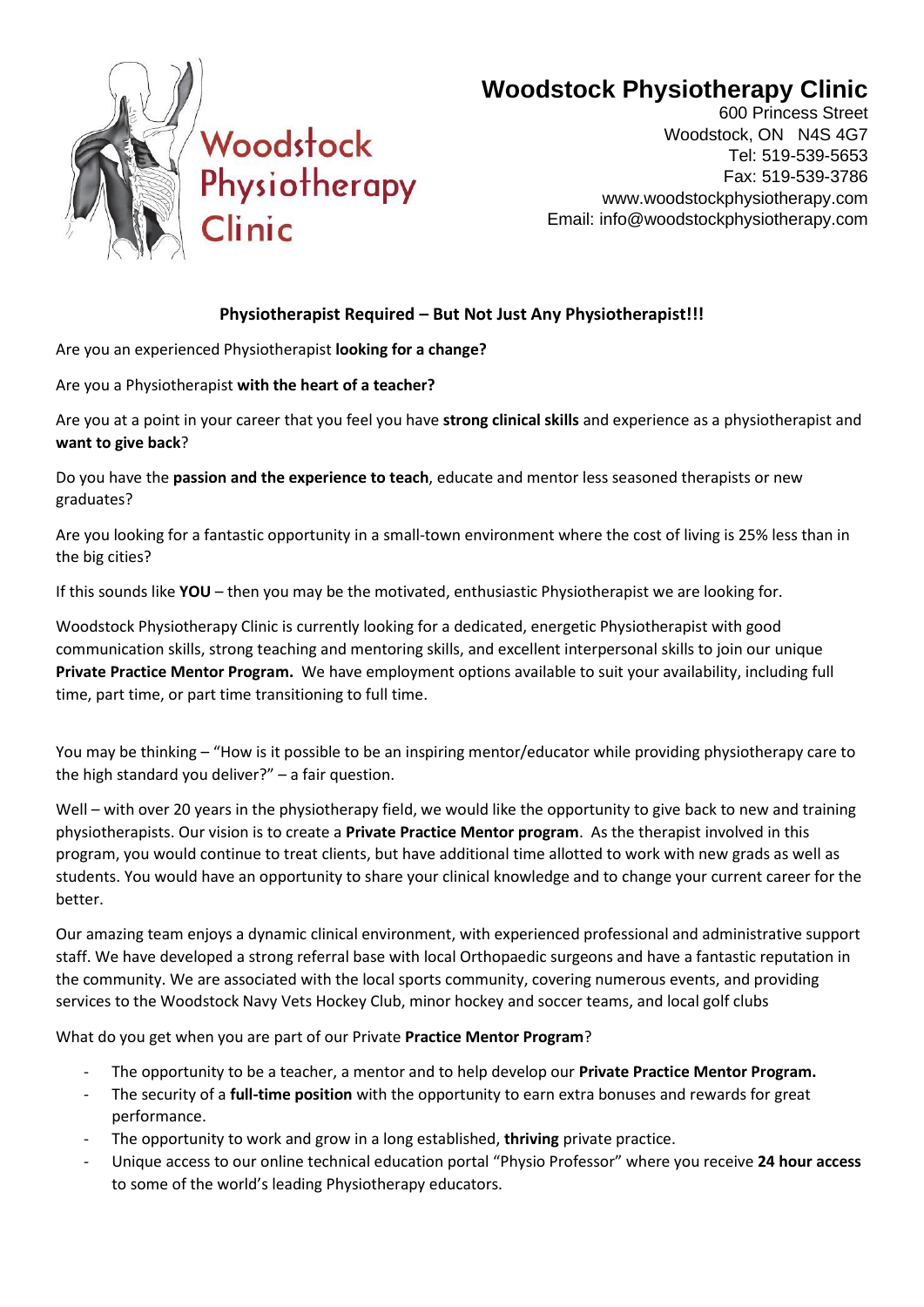# Woodstock Physiotherapy Clinic

600 Princess Street
Woodstock, ON N4S 4G7
Tel: 519-539-5653
Fax: 519-539-3786
www.woodstockphysiotherapy.com
Email: info@woodstockphysiotherapy.com

## Physiotherapist Required – But Not Just Any Physiotherapist!!!

Are you an experienced Physiotherapist **looking for a change?**

Are you a Physiotherapist **with the heart of a teacher?**

Are you at a point in your career that you feel you have **strong clinical skills** and experience as a physiotherapist and **want to give back**?

Do you have the **passion and the experience to teach**, educate and mentor less seasoned therapists or new graduates?

Are you looking for a fantastic opportunity in a small-town environment where the cost of living is 25% less than in the big cities?

If this sounds like **YOU** – then you may be the motivated, enthusiastic Physiotherapist we are looking for.

Woodstock Physiotherapy Clinic is currently looking for a dedicated, energetic Physiotherapist with good communication skills, strong teaching and mentoring skills, and excellent interpersonal skills to join our unique **Private Practice Mentor Program.** We have employment options available to suit your availability, including full time, part time, or part time transitioning to full time.

You may be thinking – "How is it possible to be an inspiring mentor/educator while providing physiotherapy care to the high standard you deliver?" – a fair question.

Well – with over 20 years in the physiotherapy field, we would like the opportunity to give back to new and training physiotherapists. Our vision is to create a **Private Practice Mentor program**. As the therapist involved in this program, you would continue to treat clients, but have additional time allotted to work with new grads as well as students. You would have an opportunity to share your clinical knowledge and to change your current career for the better.

Our amazing team enjoys a dynamic clinical environment, with experienced professional and administrative support staff. We have developed a strong referral base with local Orthopaedic surgeons and have a fantastic reputation in the community. We are associated with the local sports community, covering numerous events, and providing services to the Woodstock Navy Vets Hockey Club, minor hockey and soccer teams, and local golf clubs

What do you get when you are part of our Private **Practice Mentor Program**?

- The opportunity to be a teacher, a mentor and to help develop our **Private Practice Mentor Program.**
- The security of a **full-time position** with the opportunity to earn extra bonuses and rewards for great performance.
- The opportunity to work and grow in a long established, **thriving** private practice.
- Unique access to our online technical education portal "Physio Professor" where you receive **24 hour access** to some of the world's leading Physiotherapy educators.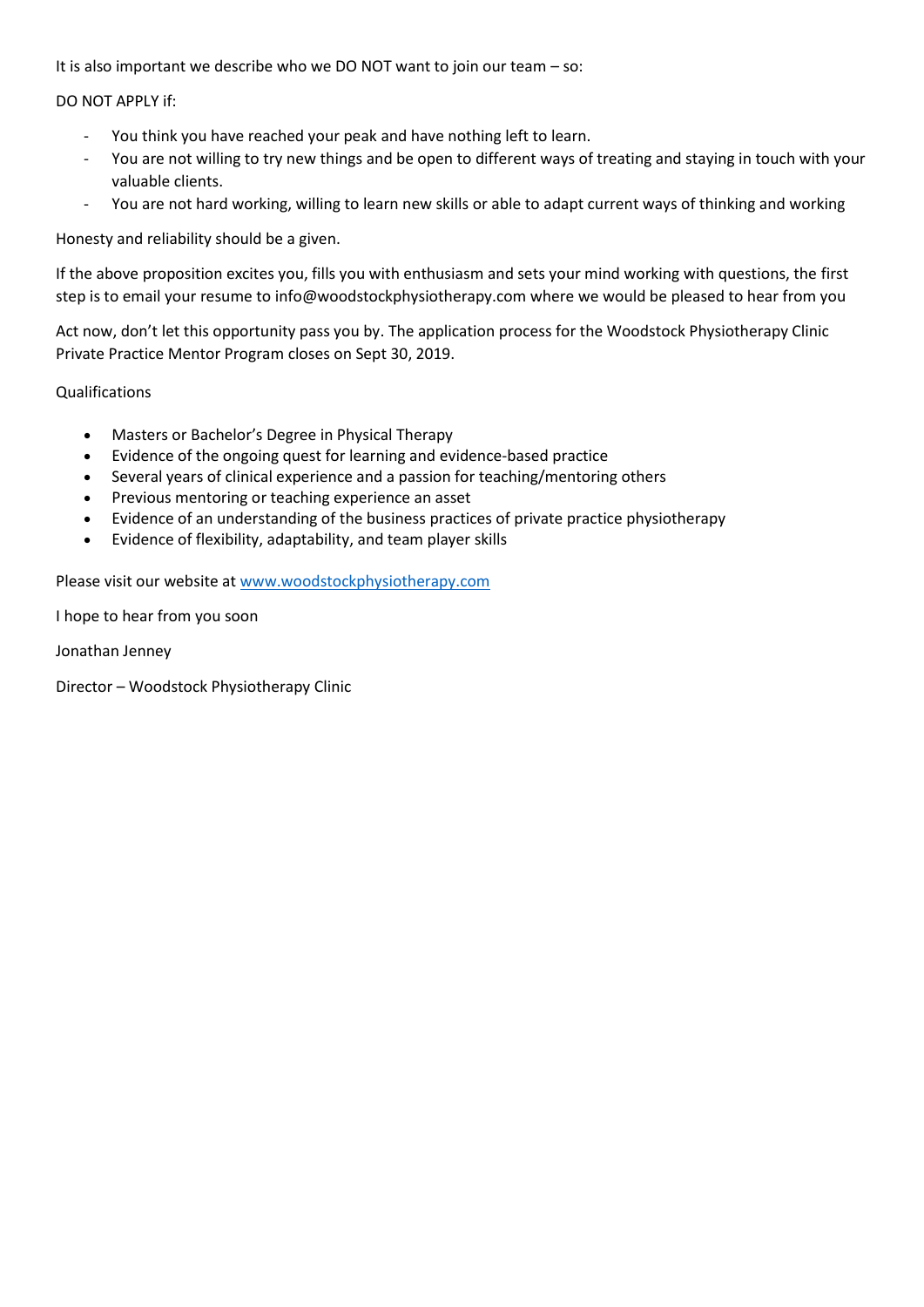It is also important we describe who we DO NOT want to join our team – so:

DO NOT APPLY if:

- You think you have reached your peak and have nothing left to learn.
- You are not willing to try new things and be open to different ways of treating and staying in touch with your valuable clients.
- You are not hard working, willing to learn new skills or able to adapt current ways of thinking and working

Honesty and reliability should be a given.

If the above proposition excites you, fills you with enthusiasm and sets your mind working with questions, the first step is to email your resume to info@woodstockphysiotherapy.com where we would be pleased to hear from you

Act now, don't let this opportunity pass you by. The application process for the Woodstock Physiotherapy Clinic Private Practice Mentor Program closes on Sept 30, 2019.

Qualifications

- Masters or Bachelor's Degree in Physical Therapy
- Evidence of the ongoing quest for learning and evidence-based practice
- Several years of clinical experience and a passion for teaching/mentoring others
- Previous mentoring or teaching experience an asset
- Evidence of an understanding of the business practices of private practice physiotherapy
- Evidence of flexibility, adaptability, and team player skills

Please visit our website at [www.woodstockphysiotherapy.com](http://www.woodstockphysiotherapy.com)

I hope to hear from you soon

Jonathan Jenney

Director – Woodstock Physiotherapy Clinic